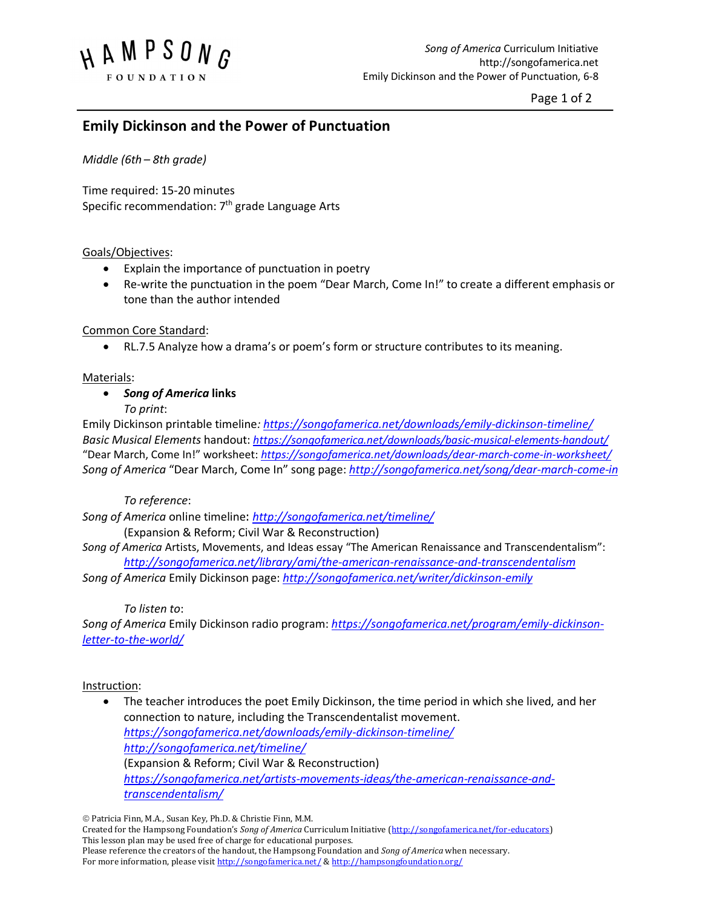# Emily Dickinson and the Power of Punctuation

*Middle (6th – 8th grade)*

Time required: 15-20 minutes
Specific recommendation: 7th grade Language Arts

Goals/Objectives:

- Explain the importance of punctuation in poetry
- Re-write the punctuation in the poem "Dear March, Come In!" to create a different emphasis or tone than the author intended

Common Core Standard:

- RL.7.5 Analyze how a drama's or poem's form or structure contributes to its meaning.

Materials:

- ***Song of America* links**

  *To print*:

Emily Dickinson printable timeline*: https://songofamerica.net/downloads/emily-dickinson-timeline/*
*Basic Musical Elements* handout: *https://songofamerica.net/downloads/basic-musical-elements-handout/*
"Dear March, Come In!" worksheet: *https://songofamerica.net/downloads/dear-march-come-in-worksheet/*
*Song of America* "Dear March, Come In" song page: *http://songofamerica.net/song/dear-march-come-in*

*To reference*:

*Song of America* online timeline: *http://songofamerica.net/timeline/*
(Expansion & Reform; Civil War & Reconstruction)
*Song of America* Artists, Movements, and Ideas essay "The American Renaissance and Transcendentalism": *http://songofamerica.net/library/ami/the-american-renaissance-and-transcendentalism*
*Song of America* Emily Dickinson page: *http://songofamerica.net/writer/dickinson-emily*

*To listen to*:

*Song of America* Emily Dickinson radio program: *https://songofamerica.net/program/emily-dickinson-letter-to-the-world/*

Instruction:

- The teacher introduces the poet Emily Dickinson, the time period in which she lived, and her connection to nature, including the Transcendentalist movement.
  *https://songofamerica.net/downloads/emily-dickinson-timeline/*
  *http://songofamerica.net/timeline/*
  (Expansion & Reform; Civil War & Reconstruction)
  *https://songofamerica.net/artists-movements-ideas/the-american-renaissance-and-transcendentalism/*

© Patricia Finn, M.A., Susan Key, Ph.D. & Christie Finn, M.M.
Created for the Hampsong Foundation's *Song of America* Curriculum Initiative (http://songofamerica.net/for-educators)
This lesson plan may be used free of charge for educational purposes.
Please reference the creators of the handout, the Hampsong Foundation and *Song of America* when necessary.
For more information, please visit http://songofamerica.net/ & http://hampsongfoundation.org/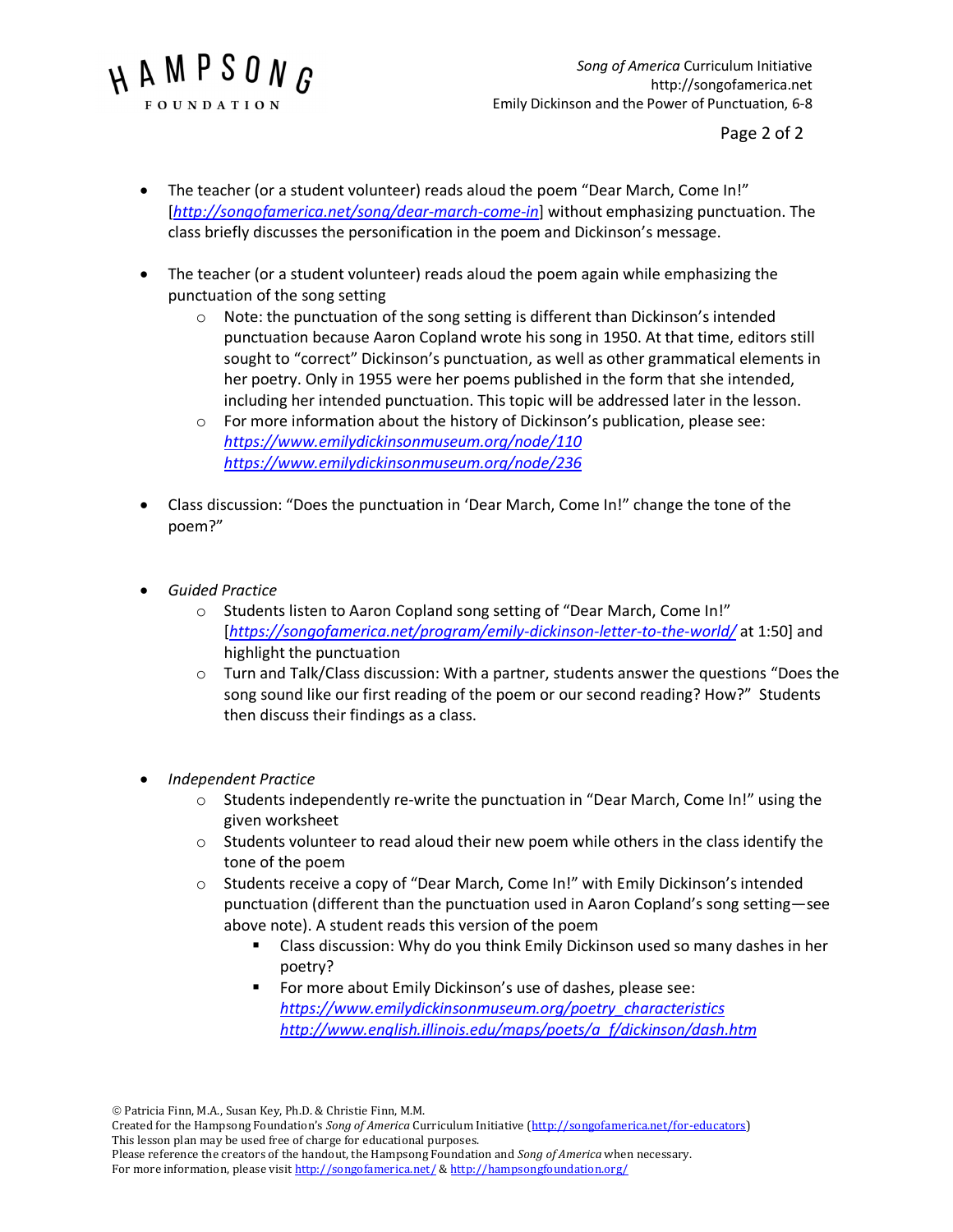- The teacher (or a student volunteer) reads aloud the poem "Dear March, Come In!" [*http://songofamerica.net/song/dear-march-come-in*] without emphasizing punctuation. The class briefly discusses the personification in the poem and Dickinson's message.

- The teacher (or a student volunteer) reads aloud the poem again while emphasizing the punctuation of the song setting
  - Note: the punctuation of the song setting is different than Dickinson's intended punctuation because Aaron Copland wrote his song in 1950. At that time, editors still sought to "correct" Dickinson's punctuation, as well as other grammatical elements in her poetry. Only in 1955 were her poems published in the form that she intended, including her intended punctuation. This topic will be addressed later in the lesson.
  - For more information about the history of Dickinson's publication, please see: *https://www.emilydickinsonmuseum.org/node/110* *https://www.emilydickinsonmuseum.org/node/236*

- Class discussion: "Does the punctuation in 'Dear March, Come In!" change the tone of the poem?"

- *Guided Practice*
  - Students listen to Aaron Copland song setting of "Dear March, Come In!" [*https://songofamerica.net/program/emily-dickinson-letter-to-the-world/* at 1:50] and highlight the punctuation
  - Turn and Talk/Class discussion: With a partner, students answer the questions "Does the song sound like our first reading of the poem or our second reading? How?" Students then discuss their findings as a class.

- *Independent Practice*
  - Students independently re-write the punctuation in "Dear March, Come In!" using the given worksheet
  - Students volunteer to read aloud their new poem while others in the class identify the tone of the poem
  - Students receive a copy of "Dear March, Come In!" with Emily Dickinson's intended punctuation (different than the punctuation used in Aaron Copland's song setting—see above note). A student reads this version of the poem
    - Class discussion: Why do you think Emily Dickinson used so many dashes in her poetry?
    - For more about Emily Dickinson's use of dashes, please see: *https://www.emilydickinsonmuseum.org/poetry_characteristics* *http://www.english.illinois.edu/maps/poets/a_f/dickinson/dash.htm*

© Patricia Finn, M.A., Susan Key, Ph.D. & Christie Finn, M.M.
Created for the Hampsong Foundation's *Song of America* Curriculum Initiative (http://songofamerica.net/for-educators)
This lesson plan may be used free of charge for educational purposes.
Please reference the creators of the handout, the Hampsong Foundation and *Song of America* when necessary.
For more information, please visit http://songofamerica.net/ & http://hampsongfoundation.org/